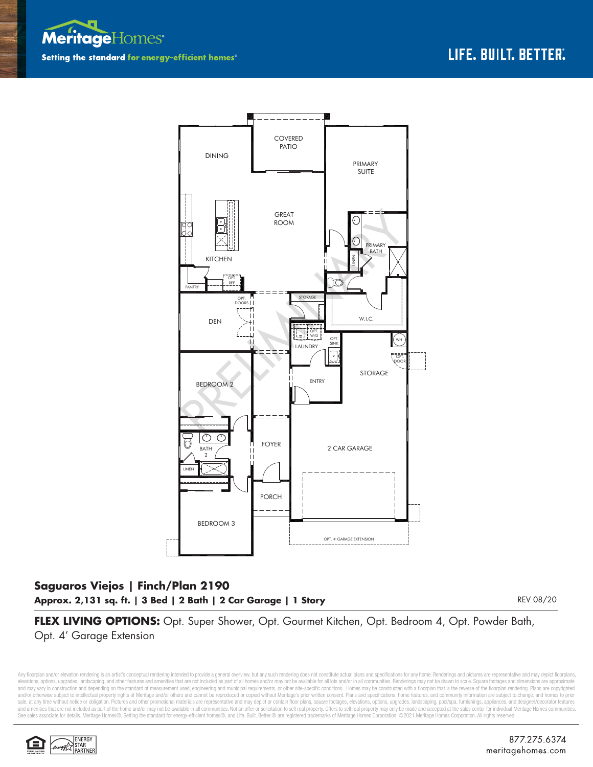Meritage Homes

Setting the standard for energy-efficient homes®

LIFE. BUILT. BETTER.®

DINING

COVERED PATIO

PRIMARY SUITE

GREAT ROOM

KITCHEN

PRIMARY BATH

LINEN

PANTRY

OPT. REF

STORAGE

OPT. DOORS

DEN

W.I.C.

OPT. W/D

LAUNDRY

OPT. SINK

WH

OPT. DOOR

STORAGE

ENTRY

BEDROOM 2

BATH 2

LINEN

FOYER

2 CAR GARAGE

PORCH

BEDROOM 3

OPT. 4' GARAGE EXTENSION

PRELIMINARY

## Saguaros Viejos | Finch/Plan 2190

**Approx. 2,131 sq. ft. | 3 Bed | 2 Bath | 2 Car Garage | 1 Story**

REV 08/20

**FLEX LIVING OPTIONS:** Opt. Super Shower, Opt. Gourmet Kitchen, Opt. Bedroom 4, Opt. Powder Bath, Opt. 4' Garage Extension

Any floorplan and/or elevation rendering is an artist's conceptual rendering intended to provide a general overview, but any such rendering does not constitute actual plans and specifications for any home. Renderings and pictures are representative and may depict floorplans, elevations, options, upgrades, landscaping, and other features and amenities that are not included as part of all homes and/or may not be available for all lots and/or in all communities. Renderings may not be drawn to scale. Square footages and dimensions are approximate and may vary in construction and depending on the standard of measurement used, engineering and municipal requirements, or other site-specific conditions. Homes may be constructed with a floorplan that is the reverse of the floorplan rendering. Plans are copyrighted and/or otherwise subject to intellectual property rights of Meritage and/or others and cannot be reproduced or copied without Meritage's prior written consent. Plans and specifications, home features, and community information are subject to change, and homes to prior sale, at any time without notice or obligation. Pictures and other promotional materials are representative and may depict or contain floor plans, square footages, elevations, options, upgrades, landscaping, pool/spa, furnishings, appliances, and designer/decorator features and amenities that are not included as part of the home and/or may not be available in all communities. Not an offer or solicitation to sell real property. Offers to sell real property may only be made and accepted at the sales center for individual Meritage Homes communities. See sales associate for details. Meritage Homes®, Setting the standard for energy-efficient homes®, and Life. Built. Better.® are registered trademarks of Meritage Homes Corporation. ©2021 Meritage Homes Corporation. All rights reserved.

ENERGY STAR PARTNER

877.275.6374

meritagehomes.com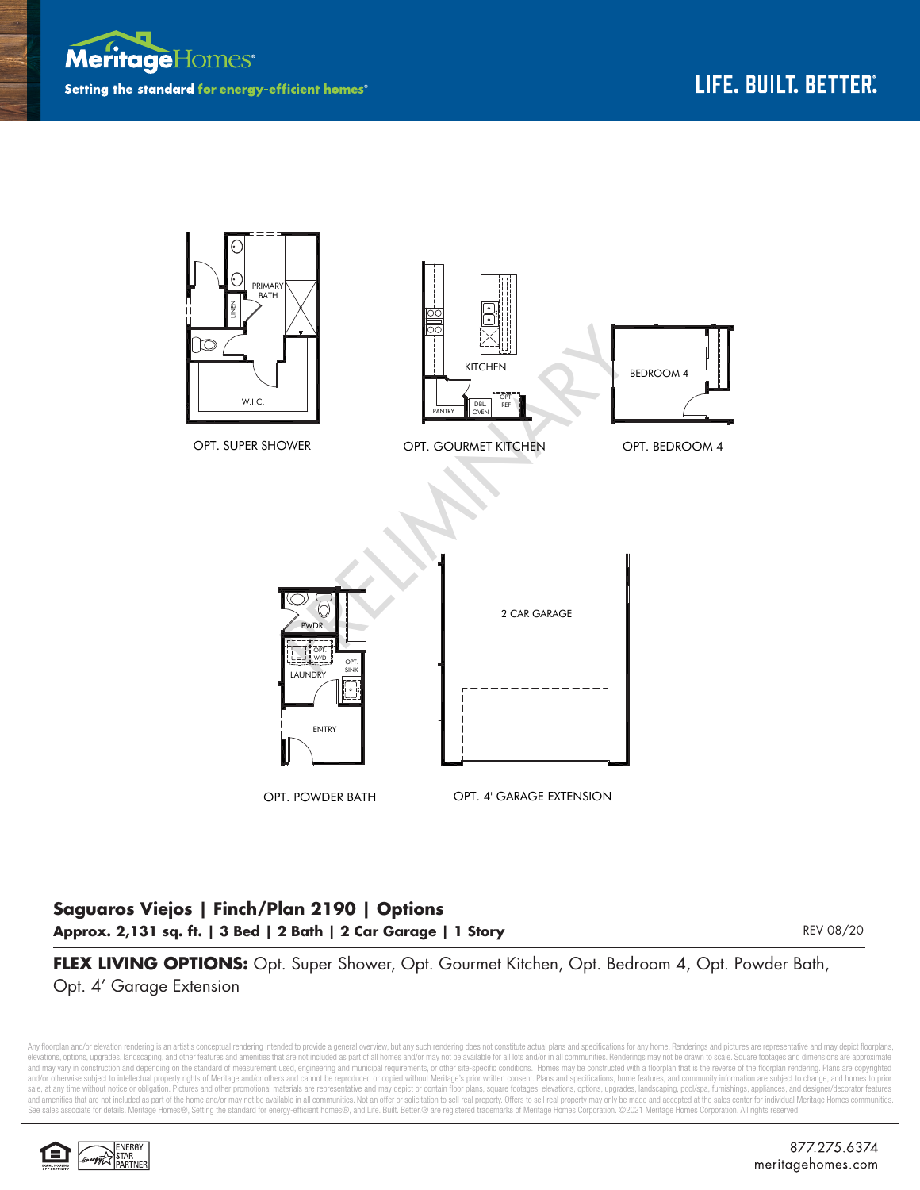Meritage Homes
Setting the standard for energy-efficient homes®

LIFE. BUILT. BETTER.®

PRIMARY BATH
LINEN
W.I.C.

OPT. SUPER SHOWER

KITCHEN
PANTRY
DBL. OVEN
OPT. REF

OPT. GOURMET KITCHEN

BEDROOM 4

OPT. BEDROOM 4

PRELIMINARY

PWDR
OPT. W/D
OPT. SINK
LAUNDRY
ENTRY

OPT. POWDER BATH

2 CAR GARAGE

OPT. 4' GARAGE EXTENSION

## Saguaros Viejos | Finch/Plan 2190 | Options

**Approx. 2,131 sq. ft. | 3 Bed | 2 Bath | 2 Car Garage | 1 Story**

REV 08/20

**FLEX LIVING OPTIONS:** Opt. Super Shower, Opt. Gourmet Kitchen, Opt. Bedroom 4, Opt. Powder Bath, Opt. 4' Garage Extension

Any floorplan and/or elevation rendering is an artist's conceptual rendering intended to provide a general overview, but any such rendering does not constitute actual plans and specifications for any home. Renderings and pictures are representative and may depict floorplans, elevations, options, upgrades, landscaping, and other features and amenities that are not included as part of all homes and/or may not be available for all lots and/or in all communities. Renderings may not be drawn to scale. Square footages and dimensions are approximate and may vary in construction and depending on the standard of measurement used, engineering and municipal requirements, or other site-specific conditions. Homes may be constructed with a floorplan that is the reverse of the floorplan rendering. Plans are copyrighted and/or otherwise subject to intellectual property rights of Meritage and/or others and cannot be reproduced or copied without Meritage's prior written consent. Plans and specifications, home features, and community information are subject to change, and homes to prior sale, at any time without notice or obligation. Pictures and other promotional materials are representative and may depict or contain floor plans, square footages, elevations, options, upgrades, landscaping, pool/spa, furnishings, appliances, and designer/decorator features and amenities that are not included as part of the home and/or may not be available in all communities. Not an offer or solicitation to sell real property. Offers to sell real property may only be made and accepted at the sales center for individual Meritage Homes communities. See sales associate for details. Meritage Homes®, Setting the standard for energy-efficient homes®, and Life. Built. Better.® are registered trademarks of Meritage Homes Corporation. ©2021 Meritage Homes Corporation. All rights reserved.

ENERGY STAR PARTNER

877.275.6374
meritagehomes.com